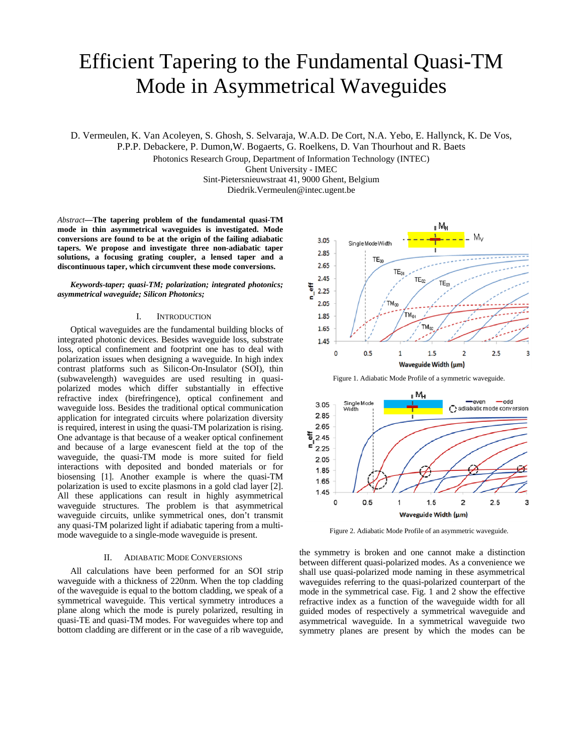# Efficient Tapering to the Fundamental Quasi-TM Mode in Asymmetrical Waveguides

D. Vermeulen, K. Van Acoleyen, S. Ghosh, S. Selvaraja, W.A.D. De Cort, N.A. Yebo, E. Hallynck, K. De Vos, P.P.P. Debackere, P. Dumon,W. Bogaerts, G. Roelkens, D. Van Thourhout and R. Baets

Photonics Research Group, Department of Information Technology (INTEC)
Ghent University - IMEC
Sint-Pietersnieuwstraat 41, 9000 Ghent, Belgium
Diedrik.Vermeulen@intec.ugent.be

*Abstract*—**The tapering problem of the fundamental quasi-TM mode in thin asymmetrical waveguides is investigated. Mode conversions are found to be at the origin of the failing adiabatic tapers. We propose and investigate three non-adiabatic taper solutions, a focusing grating coupler, a lensed taper and a discontinuous taper, which circumvent these mode conversions.**

***Keywords-taper; quasi-TM; polarization; integrated photonics; asymmetrical waveguide; Silicon Photonics;***

## I. Introduction

Optical waveguides are the fundamental building blocks of integrated photonic devices. Besides waveguide loss, substrate loss, optical confinement and footprint one has to deal with polarization issues when designing a waveguide. In high index contrast platforms such as Silicon-On-Insulator (SOI), thin (subwavelength) waveguides are used resulting in quasi-polarized modes which differ substantially in effective refractive index (birefringence), optical confinement and waveguide loss. Besides the traditional optical communication application for integrated circuits where polarization diversity is required, interest in using the quasi-TM polarization is rising. One advantage is that because of a weaker optical confinement and because of a large evanescent field at the top of the waveguide, the quasi-TM mode is more suited for field interactions with deposited and bonded materials or for biosensing [1]. Another example is where the quasi-TM polarization is used to excite plasmons in a gold clad layer [2]. All these applications can result in highly asymmetrical waveguide structures. The problem is that asymmetrical waveguide circuits, unlike symmetrical ones, don't transmit any quasi-TM polarized light if adiabatic tapering from a multi-mode waveguide to a single-mode waveguide is present.

## II. Adiabatic Mode Conversions

All calculations have been performed for an SOI strip waveguide with a thickness of 220nm. When the top cladding of the waveguide is equal to the bottom cladding, we speak of a symmetrical waveguide. This vertical symmetry introduces a plane along which the mode is purely polarized, resulting in quasi-TE and quasi-TM modes. For waveguides where top and bottom cladding are different or in the case of a rib waveguide, the symmetry is broken and one cannot make a distinction between different quasi-polarized modes. As a convenience we shall use quasi-polarized mode naming in these asymmetrical waveguides referring to the quasi-polarized counterpart of the mode in the symmetrical case. Fig. 1 and 2 show the effective refractive index as a function of the waveguide width for all guided modes of respectively a symmetrical waveguide and asymmetrical waveguide. In a symmetrical waveguide two symmetry planes are present by which the modes can be

Figure 1. Adiabatic Mode Profile of a symmetric waveguide.

Figure 2. Adiabatic Mode Profile of an asymmetric waveguide.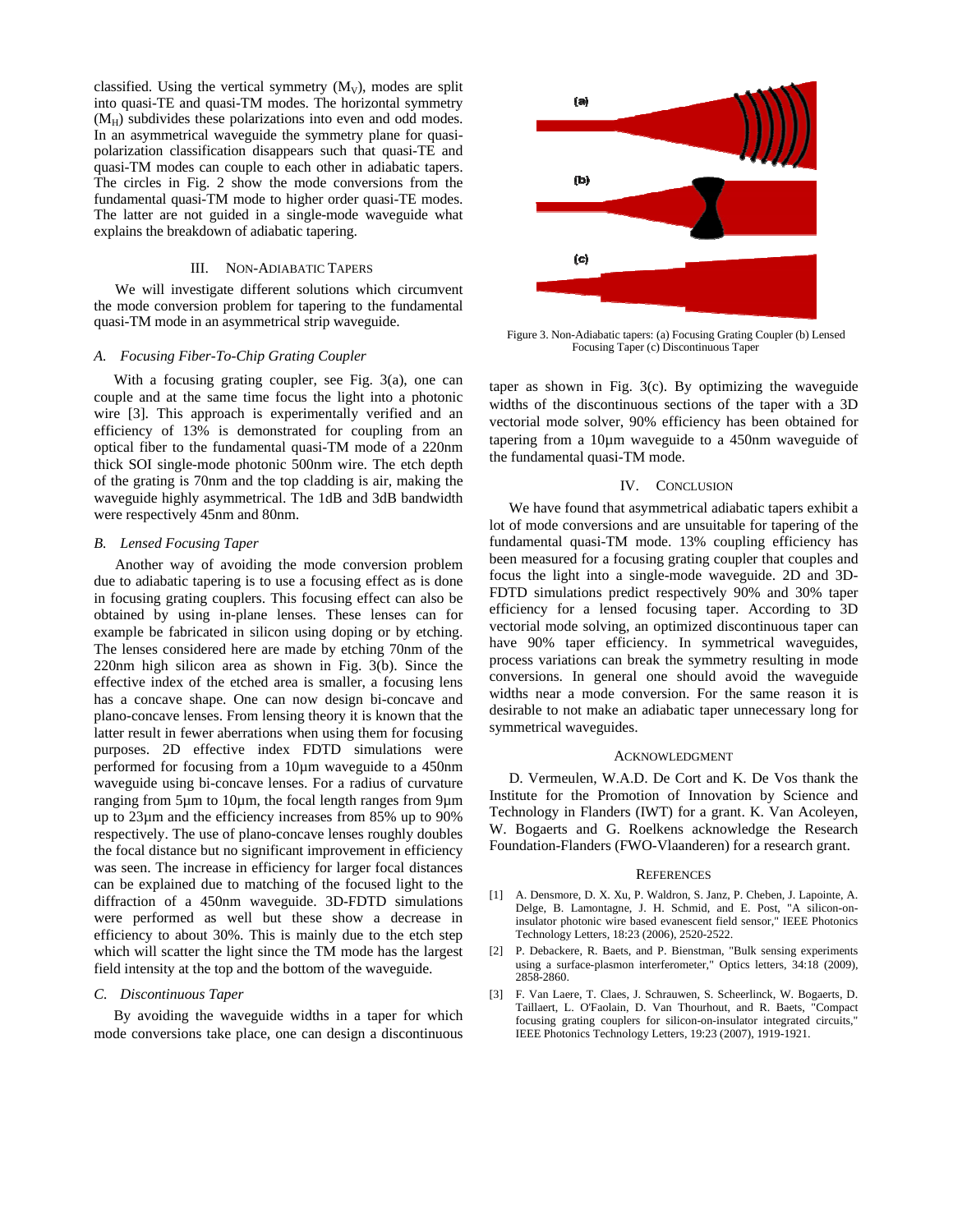classified. Using the vertical symmetry ($M_V$), modes are split into quasi-TE and quasi-TM modes. The horizontal symmetry ($M_H$) subdivides these polarizations into even and odd modes. In an asymmetrical waveguide the symmetry plane for quasi-polarization classification disappears such that quasi-TE and quasi-TM modes can couple to each other in adiabatic tapers. The circles in Fig. 2 show the mode conversions from the fundamental quasi-TM mode to higher order quasi-TE modes. The latter are not guided in a single-mode waveguide what explains the breakdown of adiabatic tapering.

## III. Non-Adiabatic Tapers

We will investigate different solutions which circumvent the mode conversion problem for tapering to the fundamental quasi-TM mode in an asymmetrical strip waveguide.

### *A. Focusing Fiber-To-Chip Grating Coupler*

With a focusing grating coupler, see Fig. 3(a), one can couple and at the same time focus the light into a photonic wire [3]. This approach is experimentally verified and an efficiency of 13% is demonstrated for coupling from an optical fiber to the fundamental quasi-TM mode of a 220nm thick SOI single-mode photonic 500nm wire. The etch depth of the grating is 70nm and the top cladding is air, making the waveguide highly asymmetrical. The 1dB and 3dB bandwidth were respectively 45nm and 80nm.

### *B. Lensed Focusing Taper*

Another way of avoiding the mode conversion problem due to adiabatic tapering is to use a focusing effect as is done in focusing grating couplers. This focusing effect can also be obtained by using in-plane lenses. These lenses can for example be fabricated in silicon using doping or by etching. The lenses considered here are made by etching 70nm of the 220nm high silicon area as shown in Fig. 3(b). Since the effective index of the etched area is smaller, a focusing lens has a concave shape. One can now design bi-concave and plano-concave lenses. From lensing theory it is known that the latter result in fewer aberrations when using them for focusing purposes. 2D effective index FDTD simulations were performed for focusing from a 10µm waveguide to a 450nm waveguide using bi-concave lenses. For a radius of curvature ranging from 5µm to 10µm, the focal length ranges from 9µm up to 23µm and the efficiency increases from 85% up to 90% respectively. The use of plano-concave lenses roughly doubles the focal distance but no significant improvement in efficiency was seen. The increase in efficiency for larger focal distances can be explained due to matching of the focused light to the diffraction of a 450nm waveguide. 3D-FDTD simulations were performed as well but these show a decrease in efficiency to about 30%. This is mainly due to the etch step which will scatter the light since the TM mode has the largest field intensity at the top and the bottom of the waveguide.

### *C. Discontinuous Taper*

By avoiding the waveguide widths in a taper for which mode conversions take place, one can design a discontinuous taper as shown in Fig. 3(c). By optimizing the waveguide widths of the discontinuous sections of the taper with a 3D vectorial mode solver, 90% efficiency has been obtained for tapering from a 10µm waveguide to a 450nm waveguide of the fundamental quasi-TM mode.

(a)

(b)

(c)

Figure 3. Non-Adiabatic tapers: (a) Focusing Grating Coupler (b) Lensed Focusing Taper (c) Discontinuous Taper

## IV. Conclusion

We have found that asymmetrical adiabatic tapers exhibit a lot of mode conversions and are unsuitable for tapering of the fundamental quasi-TM mode. 13% coupling efficiency has been measured for a focusing grating coupler that couples and focus the light into a single-mode waveguide. 2D and 3D-FDTD simulations predict respectively 90% and 30% taper efficiency for a lensed focusing taper. According to 3D vectorial mode solving, an optimized discontinuous taper can have 90% taper efficiency. In symmetrical waveguides, process variations can break the symmetry resulting in mode conversions. In general one should avoid the waveguide widths near a mode conversion. For the same reason it is desirable to not make an adiabatic taper unnecessary long for symmetrical waveguides.

## Acknowledgment

D. Vermeulen, W.A.D. De Cort and K. De Vos thank the Institute for the Promotion of Innovation by Science and Technology in Flanders (IWT) for a grant. K. Van Acoleyen, W. Bogaerts and G. Roelkens acknowledge the Research Foundation-Flanders (FWO-Vlaanderen) for a research grant.

## References

[1] A. Densmore, D. X. Xu, P. Waldron, S. Janz, P. Cheben, J. Lapointe, A. Delge, B. Lamontagne, J. H. Schmid, and E. Post, "A silicon-on-insulator photonic wire based evanescent field sensor," IEEE Photonics Technology Letters, 18:23 (2006), 2520-2522.

[2] P. Debackere, R. Baets, and P. Bienstman, "Bulk sensing experiments using a surface-plasmon interferometer," Optics letters, 34:18 (2009), 2858-2860.

[3] F. Van Laere, T. Claes, J. Schrauwen, S. Scheerlinck, W. Bogaerts, D. Taillaert, L. O'Faolain, D. Van Thourhout, and R. Baets, "Compact focusing grating couplers for silicon-on-insulator integrated circuits," IEEE Photonics Technology Letters, 19:23 (2007), 1919-1921.